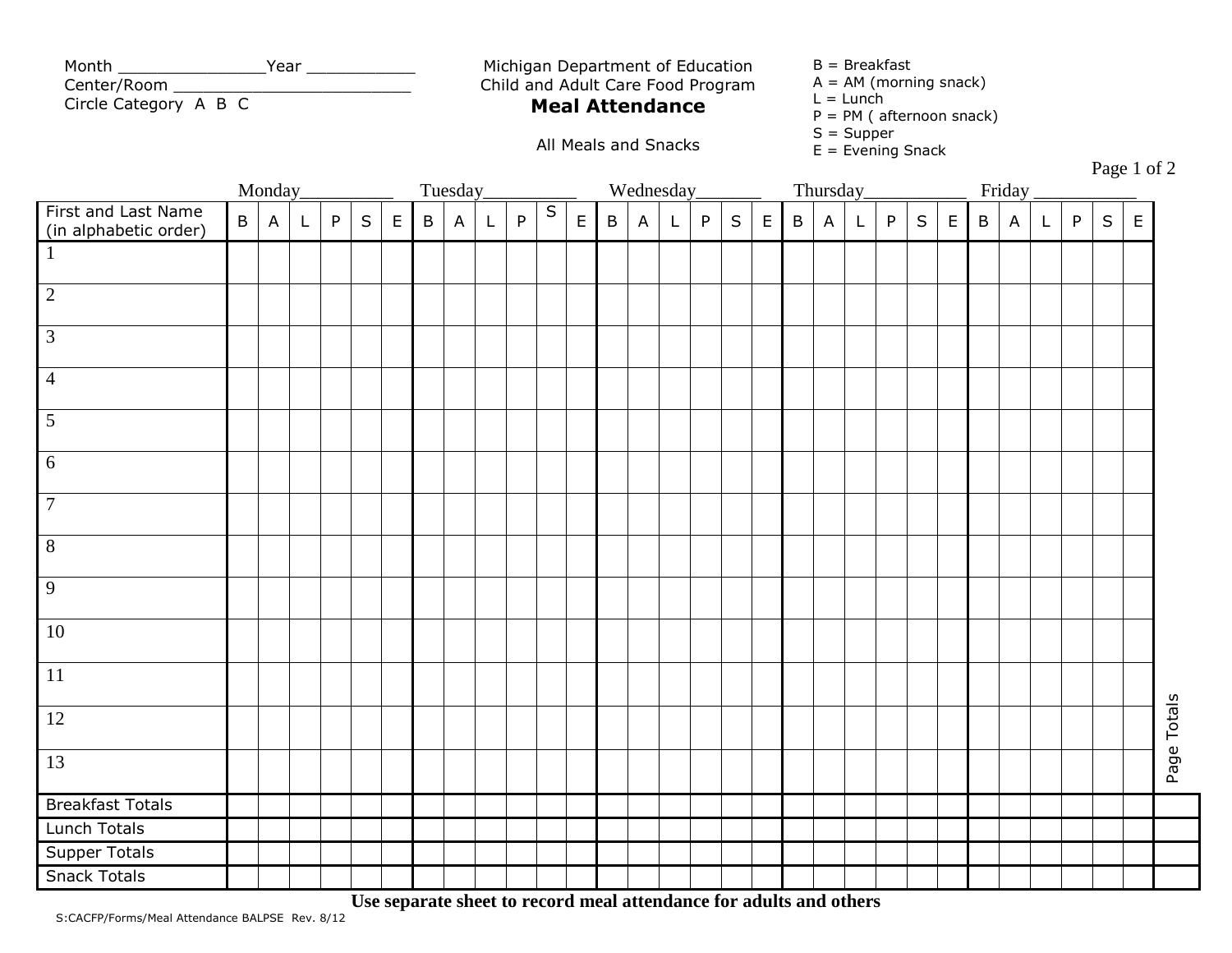Month ________________Year ___________
Center/Room __________________________
Circle Category A B C

Michigan Department of Education
Child and Adult Care Food Program

**Meal Attendance**

All Meals and Snacks

B = Breakfast
A = AM (morning snack)
L = Lunch
P = PM ( afternoon snack)
S = Supper
E = Evening Snack

| | Monday__________ | | | | | | Tuesday__________ | | | | | | Wednesday_______ | | | | | | Thursday___________ | | | | | | Friday ___________ | | | | | | |
|---|---|---|---|---|---|---|---|---|---|---|---|---|---|---|---|---|---|---|---|---|---|---|---|---|---|---|---|---|---|---|---|
| First and Last Name (in alphabetic order) | B | A | L | P | S | E | B | A | L | P | S | E | B | A | L | P | S | E | B | A | L | P | S | E | B | A | L | P | S | E | Page Totals |
| 1 | | | | | | | | | | | | | | | | | | | | | | | | | | | | | | | |
| 2 | | | | | | | | | | | | | | | | | | | | | | | | | | | | | | | |
| 3 | | | | | | | | | | | | | | | | | | | | | | | | | | | | | | | |
| 4 | | | | | | | | | | | | | | | | | | | | | | | | | | | | | | | |
| 5 | | | | | | | | | | | | | | | | | | | | | | | | | | | | | | | |
| 6 | | | | | | | | | | | | | | | | | | | | | | | | | | | | | | | |
| 7 | | | | | | | | | | | | | | | | | | | | | | | | | | | | | | | |
| 8 | | | | | | | | | | | | | | | | | | | | | | | | | | | | | | | |
| 9 | | | | | | | | | | | | | | | | | | | | | | | | | | | | | | | |
| 10 | | | | | | | | | | | | | | | | | | | | | | | | | | | | | | | |
| 11 | | | | | | | | | | | | | | | | | | | | | | | | | | | | | | | |
| 12 | | | | | | | | | | | | | | | | | | | | | | | | | | | | | | | |
| 13 | | | | | | | | | | | | | | | | | | | | | | | | | | | | | | | |
| Breakfast Totals | | | | | | | | | | | | | | | | | | | | | | | | | | | | | | | |
| Lunch Totals | | | | | | | | | | | | | | | | | | | | | | | | | | | | | | | |
| Supper Totals | | | | | | | | | | | | | | | | | | | | | | | | | | | | | | | |
| Snack Totals | | | | | | | | | | | | | | | | | | | | | | | | | | | | | | | |

**Use separate sheet to record meal attendance for adults and others**

S:CACFP/Forms/Meal Attendance BALPSE Rev. 8/12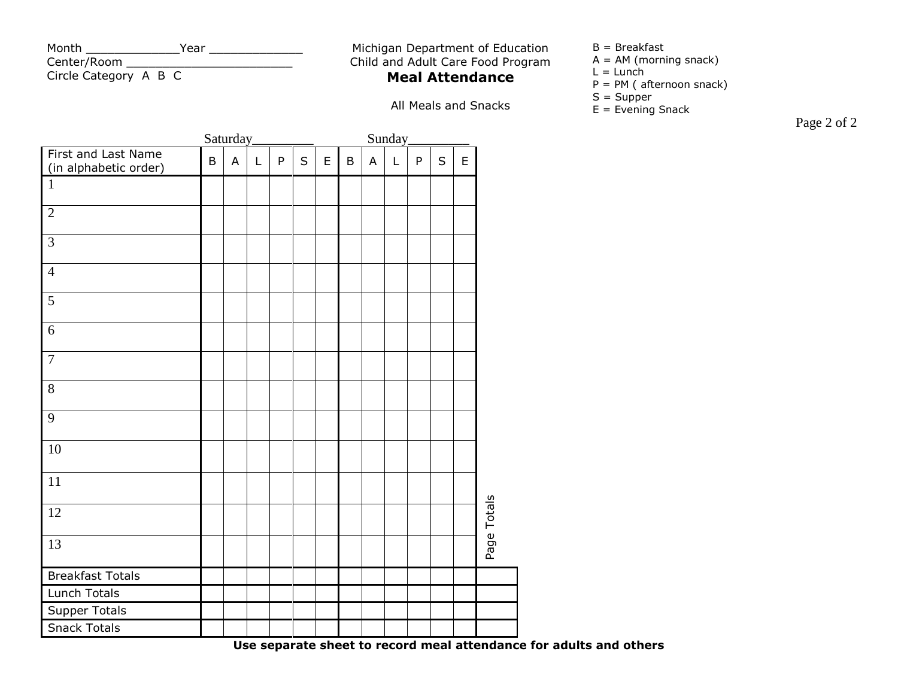Month _____________ Year _____________
Center/Room ________________________
Circle Category A B C

Michigan Department of Education
Child and Adult Care Food Program

## Meal Attendance

All Meals and Snacks

B = Breakfast
A = AM (morning snack)
L = Lunch
P = PM ( afternoon snack)
S = Supper
E = Evening Snack

| | Saturday_________ | | | | | | Sunday_________ | | | | | | |
|---|---|---|---|---|---|---|---|---|---|---|---|---|---|
| First and Last Name (in alphabetic order) | B | A | L | P | S | E | B | A | L | P | S | E | Page Totals |
| 1 | | | | | | | | | | | | | |
| 2 | | | | | | | | | | | | | |
| 3 | | | | | | | | | | | | | |
| 4 | | | | | | | | | | | | | |
| 5 | | | | | | | | | | | | | |
| 6 | | | | | | | | | | | | | |
| 7 | | | | | | | | | | | | | |
| 8 | | | | | | | | | | | | | |
| 9 | | | | | | | | | | | | | |
| 10 | | | | | | | | | | | | | |
| 11 | | | | | | | | | | | | | |
| 12 | | | | | | | | | | | | | |
| 13 | | | | | | | | | | | | | |
| Breakfast Totals | | | | | | | | | | | | | |
| Lunch Totals | | | | | | | | | | | | | |
| Supper Totals | | | | | | | | | | | | | |
| Snack Totals | | | | | | | | | | | | | |

**Use separate sheet to record meal attendance for adults and others**